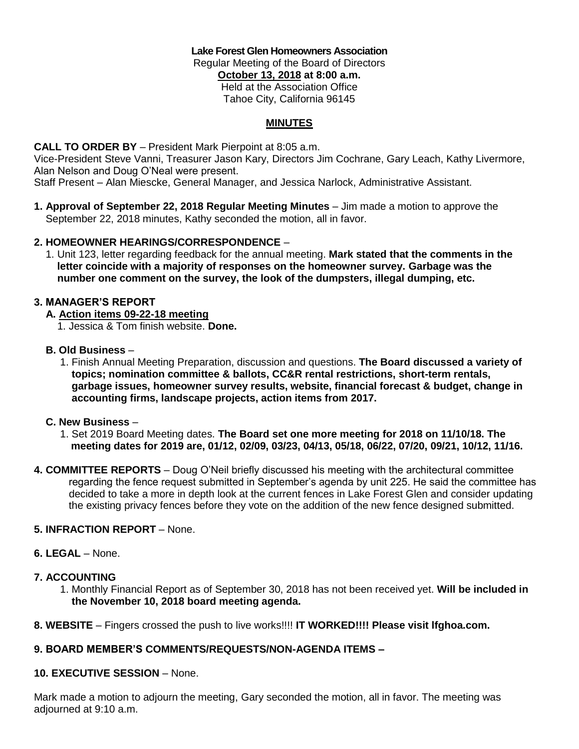**Lake Forest Glen Homeowners Association**
Regular Meeting of the Board of Directors
**October 13, 2018 at 8:00 a.m.**
Held at the Association Office
Tahoe City, California 96145

## MINUTES

**CALL TO ORDER BY** – President Mark Pierpoint at 8:05 a.m.
Vice-President Steve Vanni, Treasurer Jason Kary, Directors Jim Cochrane, Gary Leach, Kathy Livermore, Alan Nelson and Doug O'Neal were present.
Staff Present – Alan Miescke, General Manager, and Jessica Narlock, Administrative Assistant.

**1. Approval of September 22, 2018 Regular Meeting Minutes** – Jim made a motion to approve the September 22, 2018 minutes, Kathy seconded the motion, all in favor.

**2. HOMEOWNER HEARINGS/CORRESPONDENCE** –

1. Unit 123, letter regarding feedback for the annual meeting. **Mark stated that the comments in the letter coincide with a majority of responses on the homeowner survey. Garbage was the number one comment on the survey, the look of the dumpsters, illegal dumping, etc.**

**3. MANAGER'S REPORT**

**A. Action items 09-22-18 meeting**

1. Jessica & Tom finish website. **Done.**

**B. Old Business** –

1. Finish Annual Meeting Preparation, discussion and questions. **The Board discussed a variety of topics; nomination committee & ballots, CC&R rental restrictions, short-term rentals, garbage issues, homeowner survey results, website, financial forecast & budget, change in accounting firms, landscape projects, action items from 2017.**

**C. New Business** –

1. Set 2019 Board Meeting dates. **The Board set one more meeting for 2018 on 11/10/18. The meeting dates for 2019 are, 01/12, 02/09, 03/23, 04/13, 05/18, 06/22, 07/20, 09/21, 10/12, 11/16.**

**4. COMMITTEE REPORTS** – Doug O'Neil briefly discussed his meeting with the architectural committee regarding the fence request submitted in September's agenda by unit 225. He said the committee has decided to take a more in depth look at the current fences in Lake Forest Glen and consider updating the existing privacy fences before they vote on the addition of the new fence designed submitted.

**5. INFRACTION REPORT** – None.

**6. LEGAL** – None.

**7. ACCOUNTING**

1. Monthly Financial Report as of September 30, 2018 has not been received yet. **Will be included in the November 10, 2018 board meeting agenda.**

**8. WEBSITE** – Fingers crossed the push to live works!!!! **IT WORKED!!!! Please visit lfghoa.com.**

**9. BOARD MEMBER'S COMMENTS/REQUESTS/NON-AGENDA ITEMS –**

**10. EXECUTIVE SESSION** – None.

Mark made a motion to adjourn the meeting, Gary seconded the motion, all in favor. The meeting was adjourned at 9:10 a.m.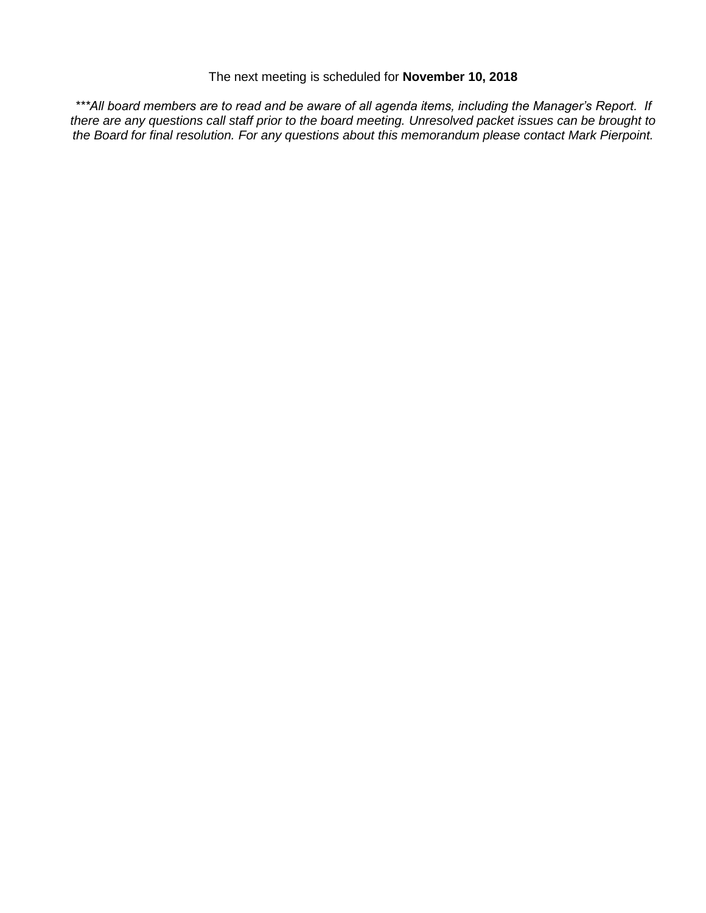The next meeting is scheduled for **November 10, 2018**

*\*\*\*All board members are to read and be aware of all agenda items, including the Manager's Report. If there are any questions call staff prior to the board meeting. Unresolved packet issues can be brought to the Board for final resolution. For any questions about this memorandum please contact Mark Pierpoint.*